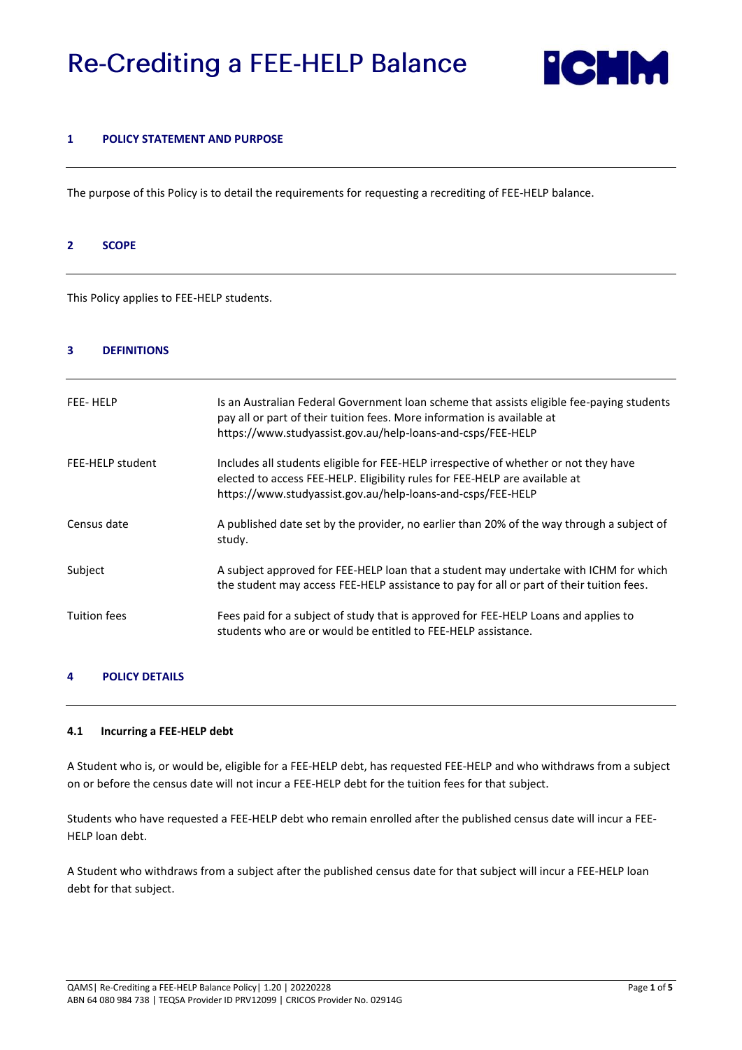# Re-Crediting a FEE-HELP Balance

## 1 POLICY STATEMENT AND PURPOSE

The purpose of this Policy is to detail the requirements for requesting a recrediting of FEE-HELP balance.

## 2 SCOPE

This Policy applies to FEE-HELP students.

## 3 DEFINITIONS

| | |
|---|---|
| FEE- HELP | Is an Australian Federal Government loan scheme that assists eligible fee-paying students pay all or part of their tuition fees. More information is available at https://www.studyassist.gov.au/help-loans-and-csps/FEE-HELP |
| FEE-HELP student | Includes all students eligible for FEE-HELP irrespective of whether or not they have elected to access FEE-HELP. Eligibility rules for FEE-HELP are available at https://www.studyassist.gov.au/help-loans-and-csps/FEE-HELP |
| Census date | A published date set by the provider, no earlier than 20% of the way through a subject of study. |
| Subject | A subject approved for FEE-HELP loan that a student may undertake with ICHM for which the student may access FEE-HELP assistance to pay for all or part of their tuition fees. |
| Tuition fees | Fees paid for a subject of study that is approved for FEE-HELP Loans and applies to students who are or would be entitled to FEE-HELP assistance. |

## 4 POLICY DETAILS

### 4.1 Incurring a FEE-HELP debt

A Student who is, or would be, eligible for a FEE-HELP debt, has requested FEE-HELP and who withdraws from a subject on or before the census date will not incur a FEE-HELP debt for the tuition fees for that subject.

Students who have requested a FEE-HELP debt who remain enrolled after the published census date will incur a FEE-HELP loan debt.

A Student who withdraws from a subject after the published census date for that subject will incur a FEE-HELP loan debt for that subject.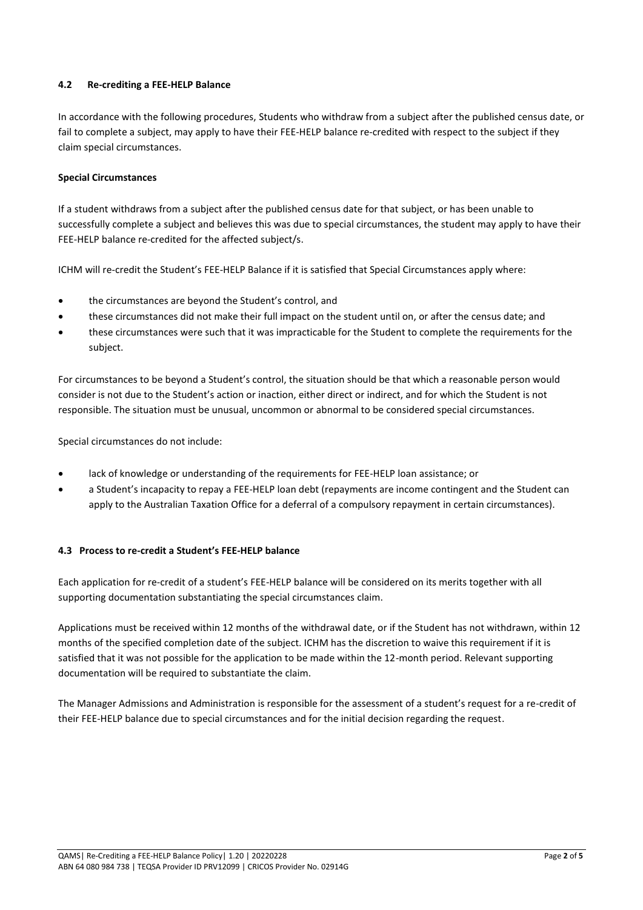### 4.2 Re-crediting a FEE-HELP Balance

In accordance with the following procedures, Students who withdraw from a subject after the published census date, or fail to complete a subject, may apply to have their FEE-HELP balance re-credited with respect to the subject if they claim special circumstances.

**Special Circumstances**

If a student withdraws from a subject after the published census date for that subject, or has been unable to successfully complete a subject and believes this was due to special circumstances, the student may apply to have their FEE-HELP balance re-credited for the affected subject/s.

ICHM will re-credit the Student's FEE-HELP Balance if it is satisfied that Special Circumstances apply where:

- the circumstances are beyond the Student's control, and
- these circumstances did not make their full impact on the student until on, or after the census date; and
- these circumstances were such that it was impracticable for the Student to complete the requirements for the subject.

For circumstances to be beyond a Student's control, the situation should be that which a reasonable person would consider is not due to the Student's action or inaction, either direct or indirect, and for which the Student is not responsible. The situation must be unusual, uncommon or abnormal to be considered special circumstances.

Special circumstances do not include:

- lack of knowledge or understanding of the requirements for FEE-HELP loan assistance; or
- a Student's incapacity to repay a FEE-HELP loan debt (repayments are income contingent and the Student can apply to the Australian Taxation Office for a deferral of a compulsory repayment in certain circumstances).

### 4.3 Process to re-credit a Student's FEE-HELP balance

Each application for re-credit of a student's FEE-HELP balance will be considered on its merits together with all supporting documentation substantiating the special circumstances claim.

Applications must be received within 12 months of the withdrawal date, or if the Student has not withdrawn, within 12 months of the specified completion date of the subject. ICHM has the discretion to waive this requirement if it is satisfied that it was not possible for the application to be made within the 12-month period. Relevant supporting documentation will be required to substantiate the claim.

The Manager Admissions and Administration is responsible for the assessment of a student's request for a re-credit of their FEE-HELP balance due to special circumstances and for the initial decision regarding the request.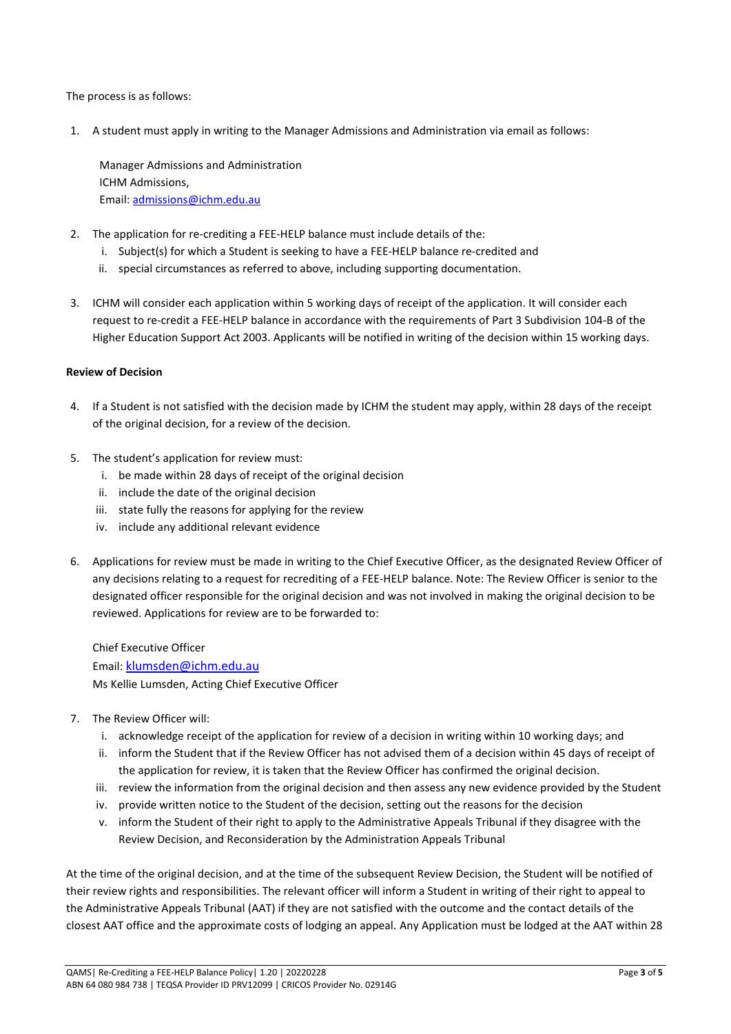The process is as follows:

1. A student must apply in writing to the Manager Admissions and Administration via email as follows:

   Manager Admissions and Administration
   ICHM Admissions,
   Email: admissions@ichm.edu.au

2. The application for re-crediting a FEE-HELP balance must include details of the:
   i. Subject(s) for which a Student is seeking to have a FEE-HELP balance re-credited and
   ii. special circumstances as referred to above, including supporting documentation.

3. ICHM will consider each application within 5 working days of receipt of the application. It will consider each request to re-credit a FEE-HELP balance in accordance with the requirements of Part 3 Subdivision 104-B of the Higher Education Support Act 2003. Applicants will be notified in writing of the decision within 15 working days.

**Review of Decision**

4. If a Student is not satisfied with the decision made by ICHM the student may apply, within 28 days of the receipt of the original decision, for a review of the decision.

5. The student's application for review must:
   i. be made within 28 days of receipt of the original decision
   ii. include the date of the original decision
   iii. state fully the reasons for applying for the review
   iv. include any additional relevant evidence

6. Applications for review must be made in writing to the Chief Executive Officer, as the designated Review Officer of any decisions relating to a request for recrediting of a FEE-HELP balance. Note: The Review Officer is senior to the designated officer responsible for the original decision and was not involved in making the original decision to be reviewed. Applications for review are to be forwarded to:

   Chief Executive Officer
   Email: klumsden@ichm.edu.au
   Ms Kellie Lumsden, Acting Chief Executive Officer

7. The Review Officer will:
   i. acknowledge receipt of the application for review of a decision in writing within 10 working days; and
   ii. inform the Student that if the Review Officer has not advised them of a decision within 45 days of receipt of the application for review, it is taken that the Review Officer has confirmed the original decision.
   iii. review the information from the original decision and then assess any new evidence provided by the Student
   iv. provide written notice to the Student of the decision, setting out the reasons for the decision
   v. inform the Student of their right to apply to the Administrative Appeals Tribunal if they disagree with the Review Decision, and Reconsideration by the Administration Appeals Tribunal

At the time of the original decision, and at the time of the subsequent Review Decision, the Student will be notified of their review rights and responsibilities. The relevant officer will inform a Student in writing of their right to appeal to the Administrative Appeals Tribunal (AAT) if they are not satisfied with the outcome and the contact details of the closest AAT office and the approximate costs of lodging an appeal. Any Application must be lodged at the AAT within 28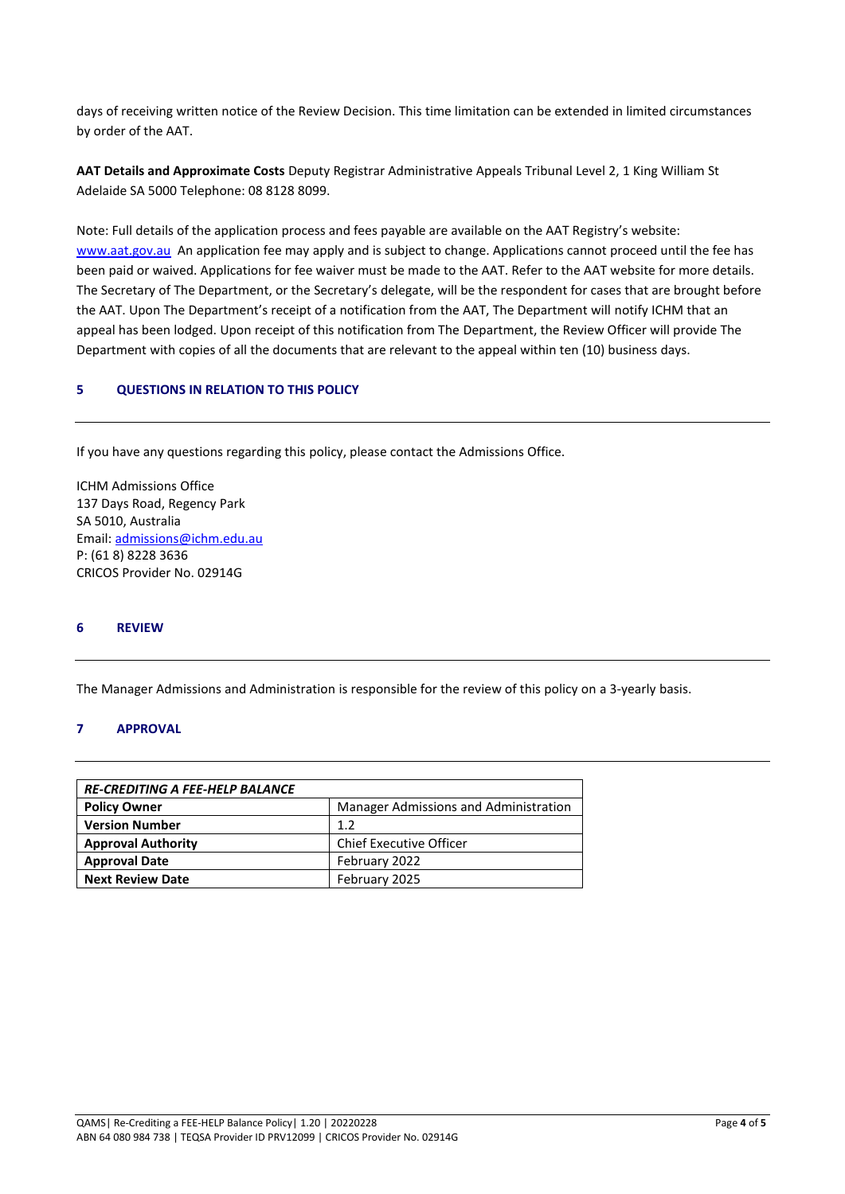days of receiving written notice of the Review Decision. This time limitation can be extended in limited circumstances by order of the AAT.

**AAT Details and Approximate Costs** Deputy Registrar Administrative Appeals Tribunal Level 2, 1 King William St Adelaide SA 5000 Telephone: 08 8128 8099.

Note: Full details of the application process and fees payable are available on the AAT Registry's website: www.aat.gov.au An application fee may apply and is subject to change. Applications cannot proceed until the fee has been paid or waived. Applications for fee waiver must be made to the AAT. Refer to the AAT website for more details. The Secretary of The Department, or the Secretary's delegate, will be the respondent for cases that are brought before the AAT. Upon The Department's receipt of a notification from the AAT, The Department will notify ICHM that an appeal has been lodged. Upon receipt of this notification from The Department, the Review Officer will provide The Department with copies of all the documents that are relevant to the appeal within ten (10) business days.

## 5 QUESTIONS IN RELATION TO THIS POLICY

If you have any questions regarding this policy, please contact the Admissions Office.

ICHM Admissions Office
137 Days Road, Regency Park
SA 5010, Australia
Email: admissions@ichm.edu.au
P: (61 8) 8228 3636
CRICOS Provider No. 02914G

## 6 REVIEW

The Manager Admissions and Administration is responsible for the review of this policy on a 3-yearly basis.

## 7 APPROVAL

| *RE-CREDITING A FEE-HELP BALANCE* | |
|---|---|
| **Policy Owner** | Manager Admissions and Administration |
| **Version Number** | 1.2 |
| **Approval Authority** | Chief Executive Officer |
| **Approval Date** | February 2022 |
| **Next Review Date** | February 2025 |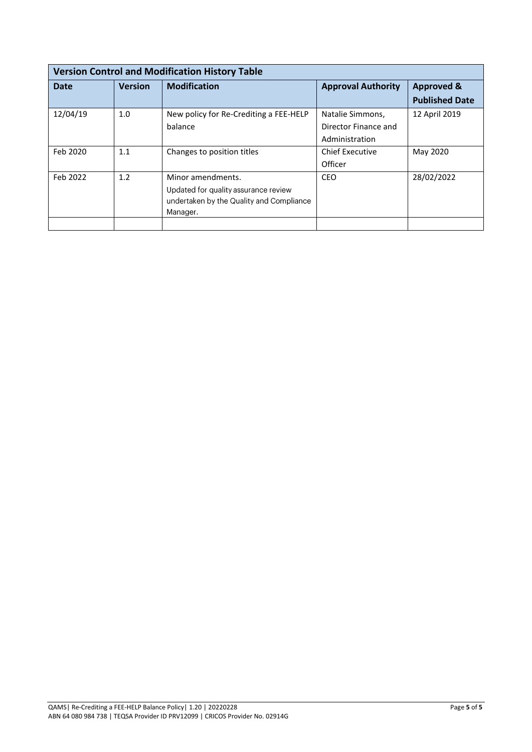| Version Control and Modification History Table | | | | |
|---|---|---|---|---|
| **Date** | **Version** | **Modification** | **Approval Authority** | **Approved & Published Date** |
| 12/04/19 | 1.0 | New policy for Re-Crediting a FEE-HELP balance | Natalie Simmons, Director Finance and Administration | 12 April 2019 |
| Feb 2020 | 1.1 | Changes to position titles | Chief Executive Officer | May 2020 |
| Feb 2022 | 1.2 | Minor amendments. Updated for quality assurance review undertaken by the Quality and Compliance Manager. | CEO | 28/02/2022 |
| | | | | |